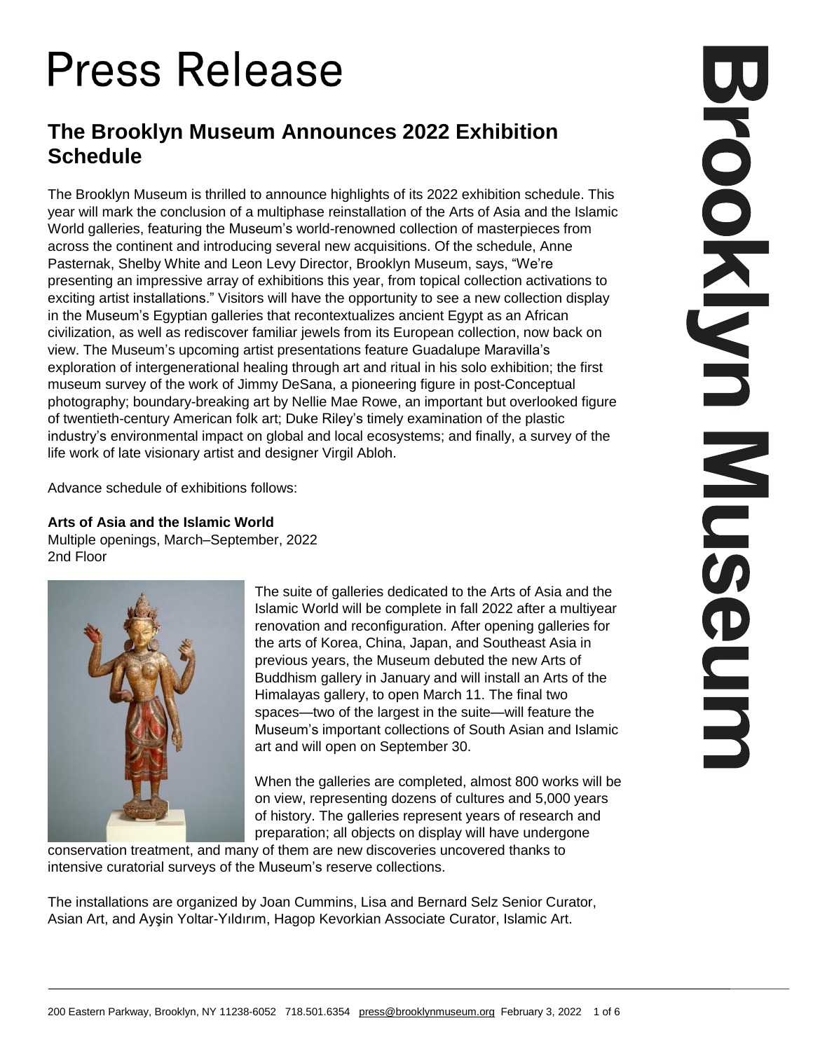# Press Release

## The Brooklyn Museum Announces 2022 Exhibition Schedule

The Brooklyn Museum is thrilled to announce highlights of its 2022 exhibition schedule. This year will mark the conclusion of a multiphase reinstallation of the Arts of Asia and the Islamic World galleries, featuring the Museum's world-renowned collection of masterpieces from across the continent and introducing several new acquisitions. Of the schedule, Anne Pasternak, Shelby White and Leon Levy Director, Brooklyn Museum, says, "We're presenting an impressive array of exhibitions this year, from topical collection activations to exciting artist installations." Visitors will have the opportunity to see a new collection display in the Museum's Egyptian galleries that recontextualizes ancient Egypt as an African civilization, as well as rediscover familiar jewels from its European collection, now back on view. The Museum's upcoming artist presentations feature Guadalupe Maravilla's exploration of intergenerational healing through art and ritual in his solo exhibition; the first museum survey of the work of Jimmy DeSana, a pioneering figure in post-Conceptual photography; boundary-breaking art by Nellie Mae Rowe, an important but overlooked figure of twentieth-century American folk art; Duke Riley's timely examination of the plastic industry's environmental impact on global and local ecosystems; and finally, a survey of the life work of late visionary artist and designer Virgil Abloh.

Advance schedule of exhibitions follows:

**Arts of Asia and the Islamic World**
Multiple openings, March–September, 2022
2nd Floor

The suite of galleries dedicated to the Arts of Asia and the Islamic World will be complete in fall 2022 after a multiyear renovation and reconfiguration. After opening galleries for the arts of Korea, China, Japan, and Southeast Asia in previous years, the Museum debuted the new Arts of Buddhism gallery in January and will install an Arts of the Himalayas gallery, to open March 11. The final two spaces—two of the largest in the suite—will feature the Museum's important collections of South Asian and Islamic art and will open on September 30.

When the galleries are completed, almost 800 works will be on view, representing dozens of cultures and 5,000 years of history. The galleries represent years of research and preparation; all objects on display will have undergone conservation treatment, and many of them are new discoveries uncovered thanks to intensive curatorial surveys of the Museum's reserve collections.

The installations are organized by Joan Cummins, Lisa and Bernard Selz Senior Curator, Asian Art, and Ayşin Yoltar-Yıldırım, Hagop Kevorkian Associate Curator, Islamic Art.

200 Eastern Parkway, Brooklyn, NY 11238-6052 718.501.6354 press@brooklynmuseum.org February 3, 2022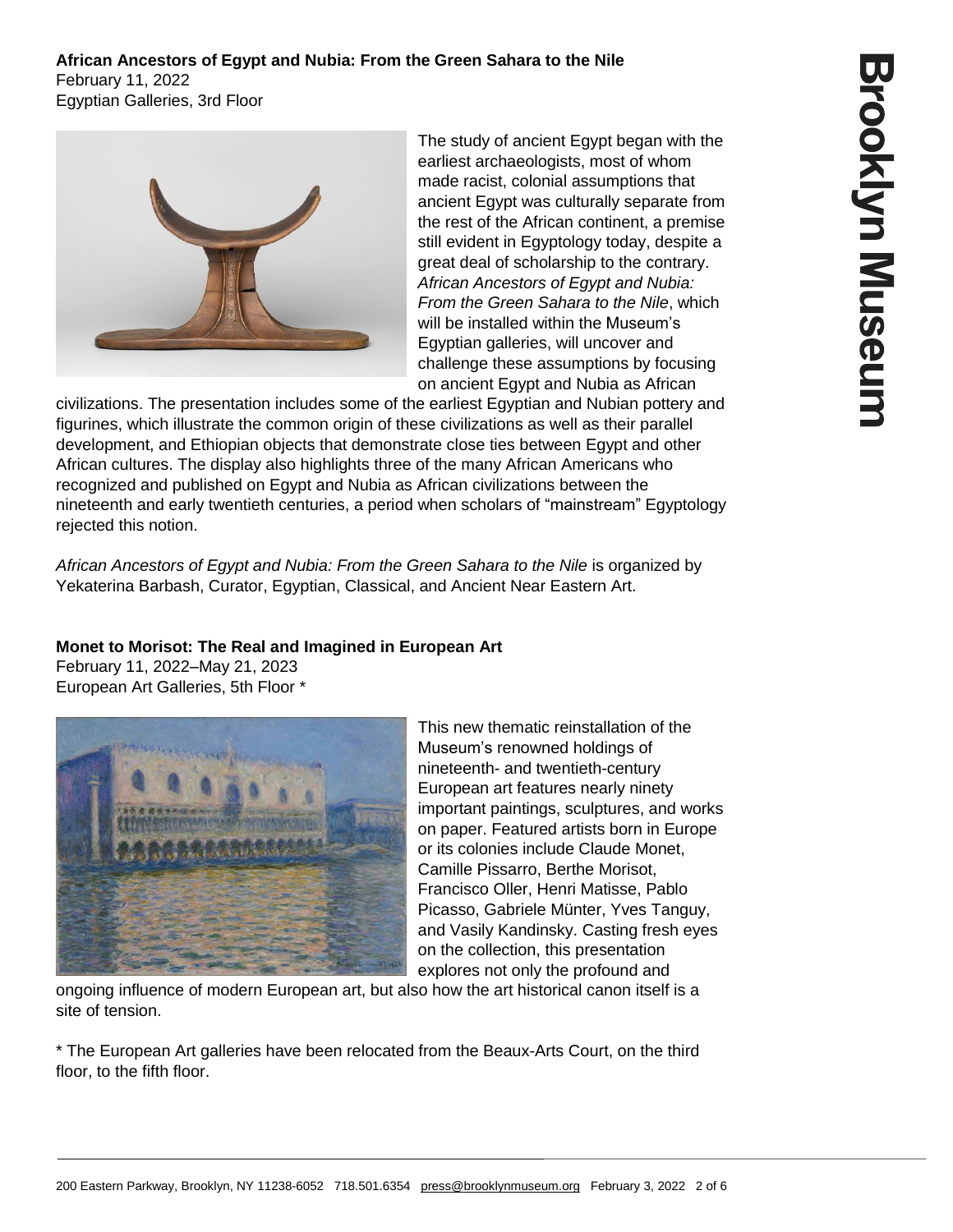**African Ancestors of Egypt and Nubia: From the Green Sahara to the Nile**
February 11, 2022
Egyptian Galleries, 3rd Floor

The study of ancient Egypt began with the earliest archaeologists, most of whom made racist, colonial assumptions that ancient Egypt was culturally separate from the rest of the African continent, a premise still evident in Egyptology today, despite a great deal of scholarship to the contrary. *African Ancestors of Egypt and Nubia: From the Green Sahara to the Nile*, which will be installed within the Museum's Egyptian galleries, will uncover and challenge these assumptions by focusing on ancient Egypt and Nubia as African civilizations. The presentation includes some of the earliest Egyptian and Nubian pottery and figurines, which illustrate the common origin of these civilizations as well as their parallel development, and Ethiopian objects that demonstrate close ties between Egypt and other African cultures. The display also highlights three of the many African Americans who recognized and published on Egypt and Nubia as African civilizations between the nineteenth and early twentieth centuries, a period when scholars of "mainstream" Egyptology rejected this notion.

*African Ancestors of Egypt and Nubia: From the Green Sahara to the Nile* is organized by Yekaterina Barbash, Curator, Egyptian, Classical, and Ancient Near Eastern Art.

**Monet to Morisot: The Real and Imagined in European Art**
February 11, 2022–May 21, 2023
European Art Galleries, 5th Floor *

This new thematic reinstallation of the Museum's renowned holdings of nineteenth- and twentieth-century European art features nearly ninety important paintings, sculptures, and works on paper. Featured artists born in Europe or its colonies include Claude Monet, Camille Pissarro, Berthe Morisot, Francisco Oller, Henri Matisse, Pablo Picasso, Gabriele Münter, Yves Tanguy, and Vasily Kandinsky. Casting fresh eyes on the collection, this presentation explores not only the profound and ongoing influence of modern European art, but also how the art historical canon itself is a site of tension.

* The European Art galleries have been relocated from the Beaux-Arts Court, on the third floor, to the fifth floor.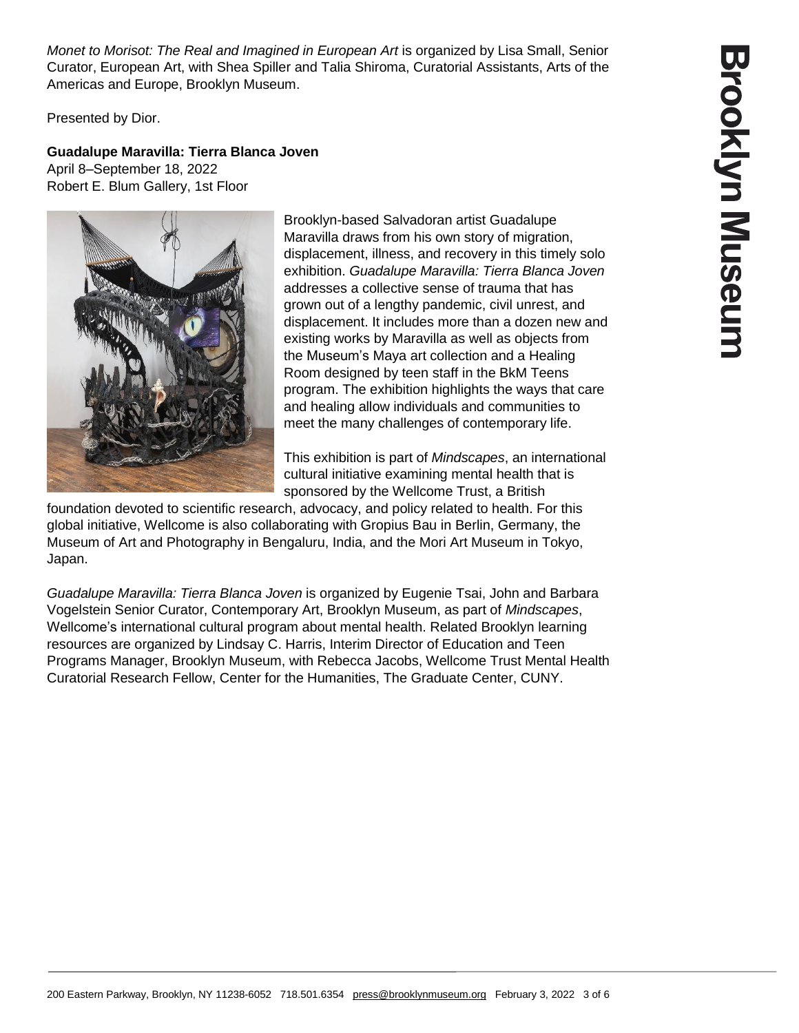*Monet to Morisot: The Real and Imagined in European Art* is organized by Lisa Small, Senior Curator, European Art, with Shea Spiller and Talia Shiroma, Curatorial Assistants, Arts of the Americas and Europe, Brooklyn Museum.

Presented by Dior.

**Guadalupe Maravilla: Tierra Blanca Joven**
April 8–September 18, 2022
Robert E. Blum Gallery, 1st Floor

Brooklyn-based Salvadoran artist Guadalupe Maravilla draws from his own story of migration, displacement, illness, and recovery in this timely solo exhibition. *Guadalupe Maravilla: Tierra Blanca Joven* addresses a collective sense of trauma that has grown out of a lengthy pandemic, civil unrest, and displacement. It includes more than a dozen new and existing works by Maravilla as well as objects from the Museum's Maya art collection and a Healing Room designed by teen staff in the BkM Teens program. The exhibition highlights the ways that care and healing allow individuals and communities to meet the many challenges of contemporary life.

This exhibition is part of *Mindscapes*, an international cultural initiative examining mental health that is sponsored by the Wellcome Trust, a British foundation devoted to scientific research, advocacy, and policy related to health. For this global initiative, Wellcome is also collaborating with Gropius Bau in Berlin, Germany, the Museum of Art and Photography in Bengaluru, India, and the Mori Art Museum in Tokyo, Japan.

*Guadalupe Maravilla: Tierra Blanca Joven* is organized by Eugenie Tsai, John and Barbara Vogelstein Senior Curator, Contemporary Art, Brooklyn Museum, as part of *Mindscapes*, Wellcome's international cultural program about mental health. Related Brooklyn learning resources are organized by Lindsay C. Harris, Interim Director of Education and Teen Programs Manager, Brooklyn Museum, with Rebecca Jacobs, Wellcome Trust Mental Health Curatorial Research Fellow, Center for the Humanities, The Graduate Center, CUNY.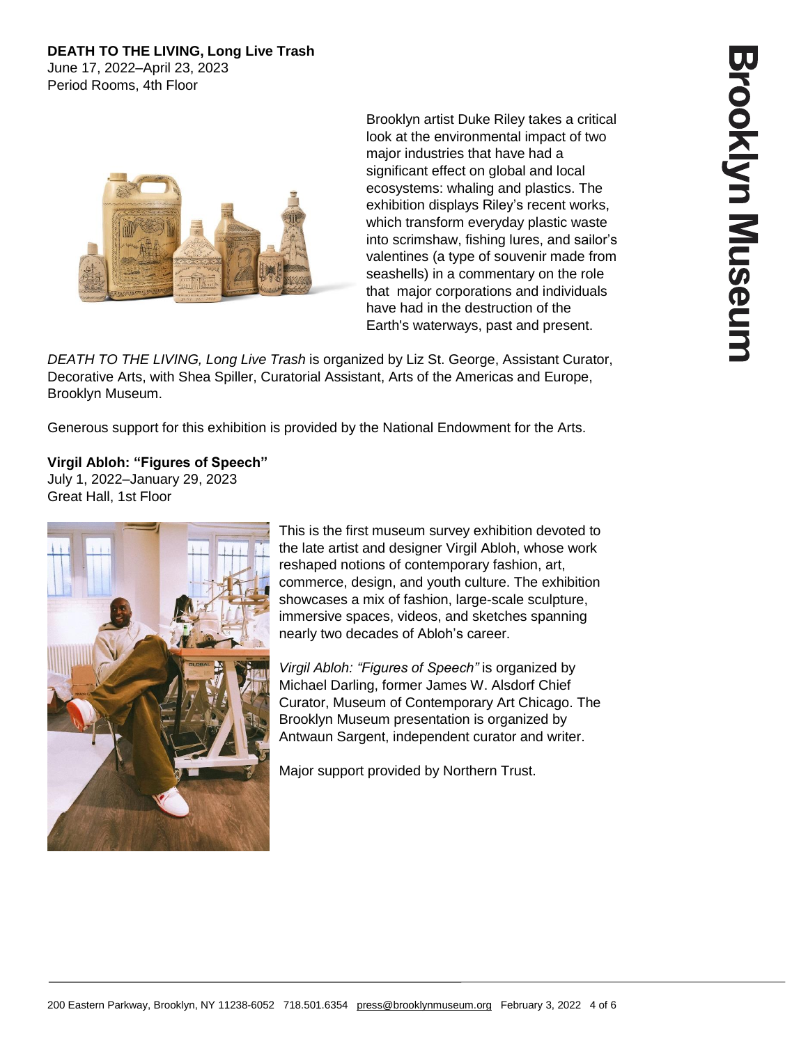**DEATH TO THE LIVING, Long Live Trash**
June 17, 2022–April 23, 2023
Period Rooms, 4th Floor

Brooklyn artist Duke Riley takes a critical look at the environmental impact of two major industries that have had a significant effect on global and local ecosystems: whaling and plastics. The exhibition displays Riley's recent works, which transform everyday plastic waste into scrimshaw, fishing lures, and sailor's valentines (a type of souvenir made from seashells) in a commentary on the role that major corporations and individuals have had in the destruction of the Earth's waterways, past and present.

*DEATH TO THE LIVING, Long Live Trash* is organized by Liz St. George, Assistant Curator, Decorative Arts, with Shea Spiller, Curatorial Assistant, Arts of the Americas and Europe, Brooklyn Museum.

Generous support for this exhibition is provided by the National Endowment for the Arts.

**Virgil Abloh: "Figures of Speech"**
July 1, 2022–January 29, 2023
Great Hall, 1st Floor

This is the first museum survey exhibition devoted to the late artist and designer Virgil Abloh, whose work reshaped notions of contemporary fashion, art, commerce, design, and youth culture. The exhibition showcases a mix of fashion, large-scale sculpture, immersive spaces, videos, and sketches spanning nearly two decades of Abloh's career.

*Virgil Abloh: "Figures of Speech"* is organized by Michael Darling, former James W. Alsdorf Chief Curator, Museum of Contemporary Art Chicago. The Brooklyn Museum presentation is organized by Antwaun Sargent, independent curator and writer.

Major support provided by Northern Trust.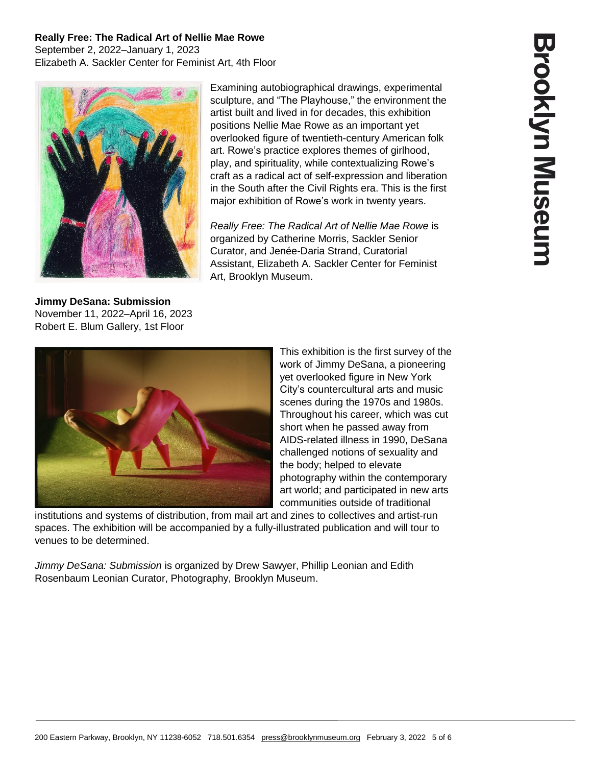**Really Free: The Radical Art of Nellie Mae Rowe**
September 2, 2022–January 1, 2023
Elizabeth A. Sackler Center for Feminist Art, 4th Floor

Examining autobiographical drawings, experimental sculpture, and "The Playhouse," the environment the artist built and lived in for decades, this exhibition positions Nellie Mae Rowe as an important yet overlooked figure of twentieth-century American folk art. Rowe's practice explores themes of girlhood, play, and spirituality, while contextualizing Rowe's craft as a radical act of self-expression and liberation in the South after the Civil Rights era. This is the first major exhibition of Rowe's work in twenty years.

*Really Free: The Radical Art of Nellie Mae Rowe* is organized by Catherine Morris, Sackler Senior Curator, and Jenée-Daria Strand, Curatorial Assistant, Elizabeth A. Sackler Center for Feminist Art, Brooklyn Museum.

**Jimmy DeSana: Submission**
November 11, 2022–April 16, 2023
Robert E. Blum Gallery, 1st Floor

This exhibition is the first survey of the work of Jimmy DeSana, a pioneering yet overlooked figure in New York City's countercultural arts and music scenes during the 1970s and 1980s. Throughout his career, which was cut short when he passed away from AIDS-related illness in 1990, DeSana challenged notions of sexuality and the body; helped to elevate photography within the contemporary art world; and participated in new arts communities outside of traditional institutions and systems of distribution, from mail art and zines to collectives and artist-run spaces. The exhibition will be accompanied by a fully-illustrated publication and will tour to venues to be determined.

*Jimmy DeSana: Submission* is organized by Drew Sawyer, Phillip Leonian and Edith Rosenbaum Leonian Curator, Photography, Brooklyn Museum.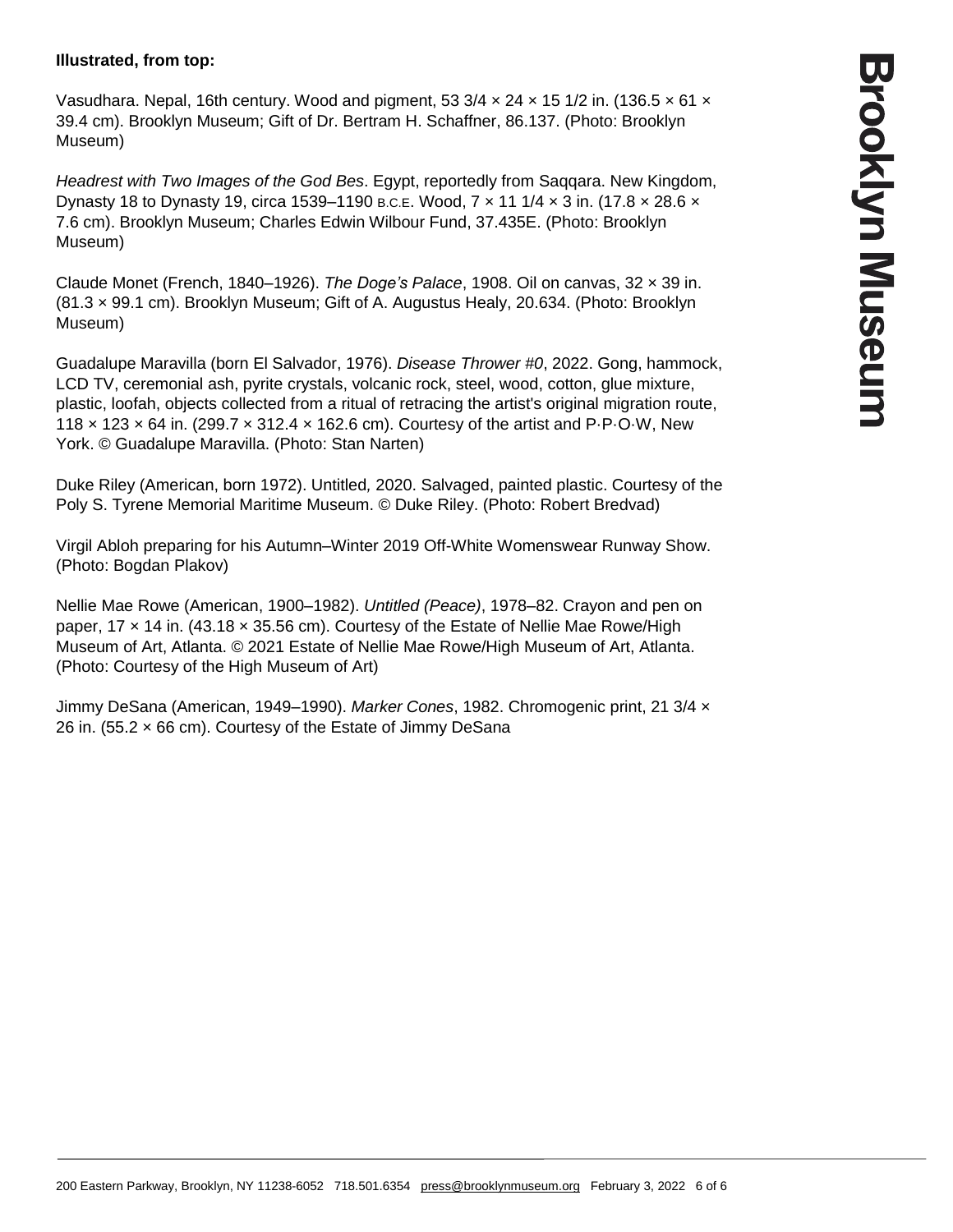**Illustrated, from top:**

Vasudhara. Nepal, 16th century. Wood and pigment, 53 3/4 × 24 × 15 1/2 in. (136.5 × 61 × 39.4 cm). Brooklyn Museum; Gift of Dr. Bertram H. Schaffner, 86.137. (Photo: Brooklyn Museum)

*Headrest with Two Images of the God Bes*. Egypt, reportedly from Saqqara. New Kingdom, Dynasty 18 to Dynasty 19, circa 1539–1190 B.C.E. Wood, 7 × 11 1/4 × 3 in. (17.8 × 28.6 × 7.6 cm). Brooklyn Museum; Charles Edwin Wilbour Fund, 37.435E. (Photo: Brooklyn Museum)

Claude Monet (French, 1840–1926). *The Doge's Palace*, 1908. Oil on canvas, 32 × 39 in. (81.3 × 99.1 cm). Brooklyn Museum; Gift of A. Augustus Healy, 20.634. (Photo: Brooklyn Museum)

Guadalupe Maravilla (born El Salvador, 1976). *Disease Thrower #0*, 2022. Gong, hammock, LCD TV, ceremonial ash, pyrite crystals, volcanic rock, steel, wood, cotton, glue mixture, plastic, loofah, objects collected from a ritual of retracing the artist's original migration route, 118 × 123 × 64 in. (299.7 × 312.4 × 162.6 cm). Courtesy of the artist and P·P·O·W, New York. © Guadalupe Maravilla. (Photo: Stan Narten)

Duke Riley (American, born 1972). Untitled, 2020. Salvaged, painted plastic. Courtesy of the Poly S. Tyrene Memorial Maritime Museum. © Duke Riley. (Photo: Robert Bredvad)

Virgil Abloh preparing for his Autumn–Winter 2019 Off-White Womenswear Runway Show. (Photo: Bogdan Plakov)

Nellie Mae Rowe (American, 1900–1982). *Untitled (Peace)*, 1978–82. Crayon and pen on paper, 17 × 14 in. (43.18 × 35.56 cm). Courtesy of the Estate of Nellie Mae Rowe/High Museum of Art, Atlanta. © 2021 Estate of Nellie Mae Rowe/High Museum of Art, Atlanta. (Photo: Courtesy of the High Museum of Art)

Jimmy DeSana (American, 1949–1990). *Marker Cones*, 1982. Chromogenic print, 21 3/4 × 26 in. (55.2 × 66 cm). Courtesy of the Estate of Jimmy DeSana

200 Eastern Parkway, Brooklyn, NY 11238-6052 718.501.6354 press@brooklynmuseum.org February 3, 2022